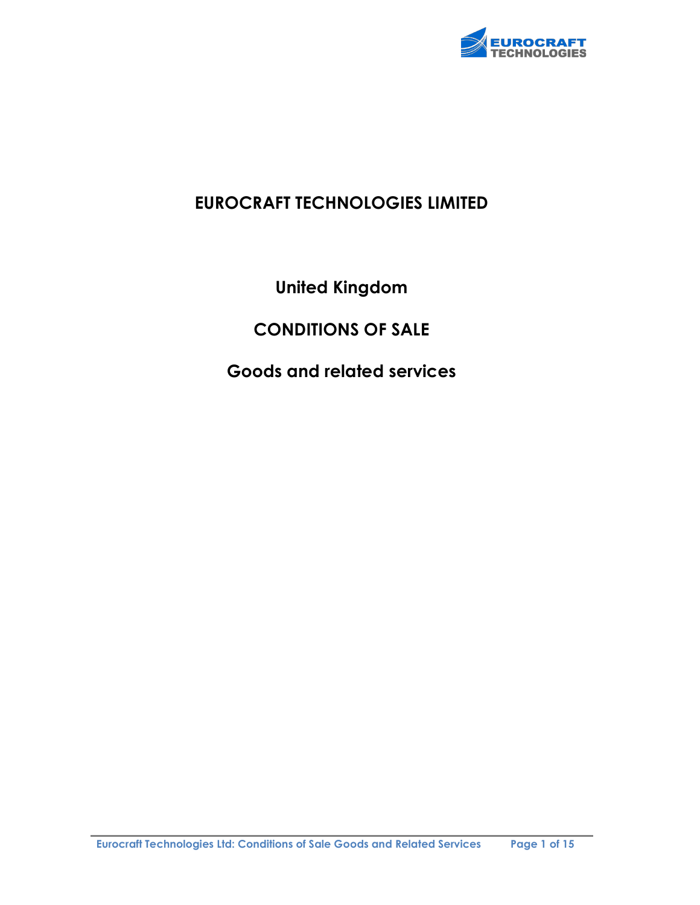# EUROCRAFT TECHNOLOGIES LIMITED

## United Kingdom

## CONDITIONS OF SALE

## Goods and related services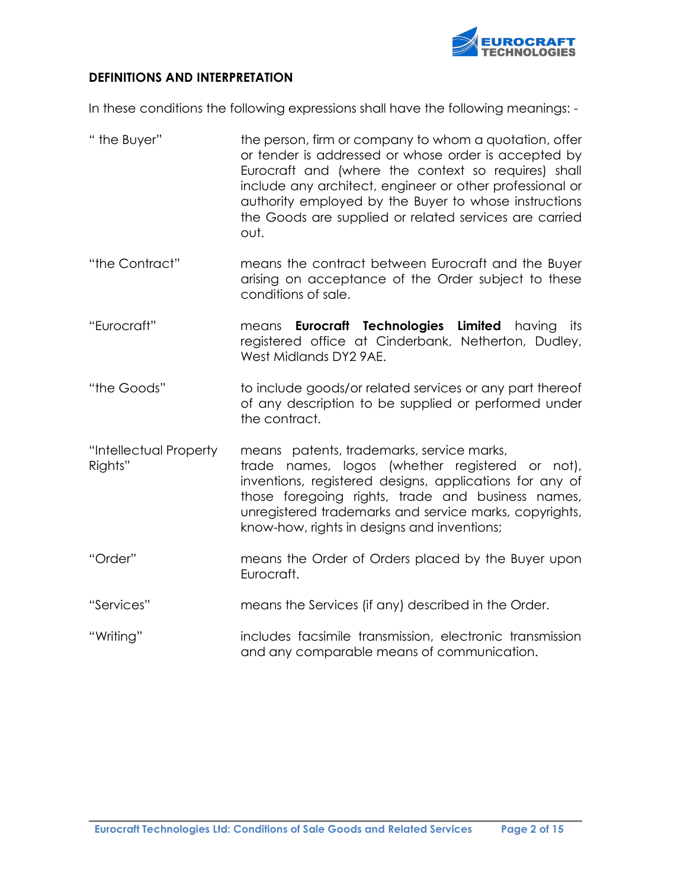## DEFINITIONS AND INTERPRETATION

In these conditions the following expressions shall have the following meanings: -

| | |
|---|---|
| " the Buyer" | the person, firm or company to whom a quotation, offer or tender is addressed or whose order is accepted by Eurocraft and (where the context so requires) shall include any architect, engineer or other professional or authority employed by the Buyer to whose instructions the Goods are supplied or related services are carried out. |
| "the Contract" | means the contract between Eurocraft and the Buyer arising on acceptance of the Order subject to these conditions of sale. |
| "Eurocraft" | means **Eurocraft Technologies Limited** having its registered office at Cinderbank, Netherton, Dudley, West Midlands DY2 9AE. |
| "the Goods" | to include goods/or related services or any part thereof of any description to be supplied or performed under the contract. |
| "Intellectual Property Rights" | means patents, trademarks, service marks, trade names, logos (whether registered or not), inventions, registered designs, applications for any of those foregoing rights, trade and business names, unregistered trademarks and service marks, copyrights, know-how, rights in designs and inventions; |
| "Order" | means the Order of Orders placed by the Buyer upon Eurocraft. |
| "Services" | means the Services (if any) described in the Order. |
| "Writing" | includes facsimile transmission, electronic transmission and any comparable means of communication. |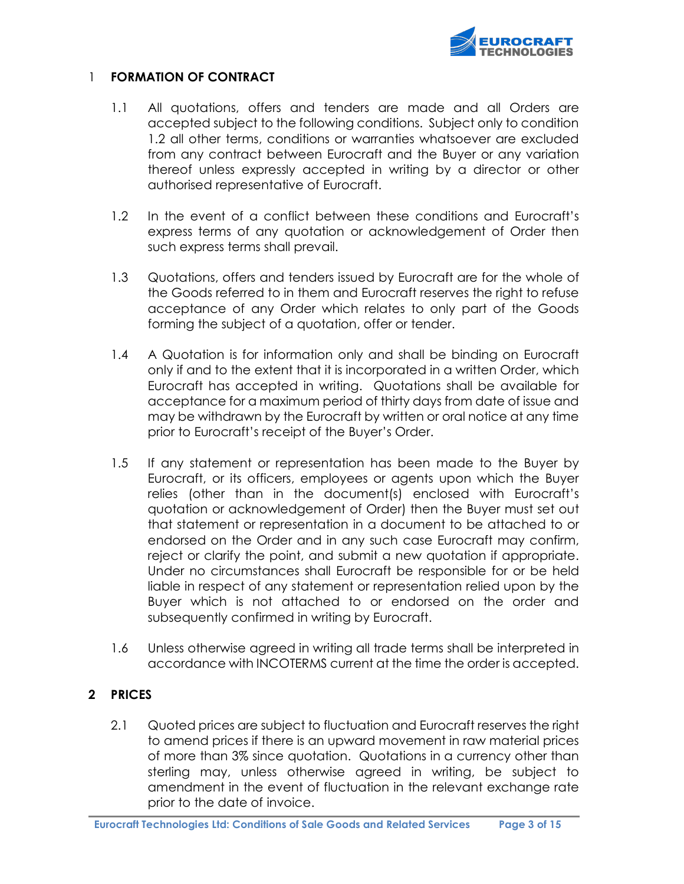## 1 FORMATION OF CONTRACT

1.1 All quotations, offers and tenders are made and all Orders are accepted subject to the following conditions. Subject only to condition 1.2 all other terms, conditions or warranties whatsoever are excluded from any contract between Eurocraft and the Buyer or any variation thereof unless expressly accepted in writing by a director or other authorised representative of Eurocraft.

1.2 In the event of a conflict between these conditions and Eurocraft's express terms of any quotation or acknowledgement of Order then such express terms shall prevail.

1.3 Quotations, offers and tenders issued by Eurocraft are for the whole of the Goods referred to in them and Eurocraft reserves the right to refuse acceptance of any Order which relates to only part of the Goods forming the subject of a quotation, offer or tender.

1.4 A Quotation is for information only and shall be binding on Eurocraft only if and to the extent that it is incorporated in a written Order, which Eurocraft has accepted in writing. Quotations shall be available for acceptance for a maximum period of thirty days from date of issue and may be withdrawn by the Eurocraft by written or oral notice at any time prior to Eurocraft's receipt of the Buyer's Order.

1.5 If any statement or representation has been made to the Buyer by Eurocraft, or its officers, employees or agents upon which the Buyer relies (other than in the document(s) enclosed with Eurocraft's quotation or acknowledgement of Order) then the Buyer must set out that statement or representation in a document to be attached to or endorsed on the Order and in any such case Eurocraft may confirm, reject or clarify the point, and submit a new quotation if appropriate. Under no circumstances shall Eurocraft be responsible for or be held liable in respect of any statement or representation relied upon by the Buyer which is not attached to or endorsed on the order and subsequently confirmed in writing by Eurocraft.

1.6 Unless otherwise agreed in writing all trade terms shall be interpreted in accordance with INCOTERMS current at the time the order is accepted.

## 2 PRICES

2.1 Quoted prices are subject to fluctuation and Eurocraft reserves the right to amend prices if there is an upward movement in raw material prices of more than 3% since quotation. Quotations in a currency other than sterling may, unless otherwise agreed in writing, be subject to amendment in the event of fluctuation in the relevant exchange rate prior to the date of invoice.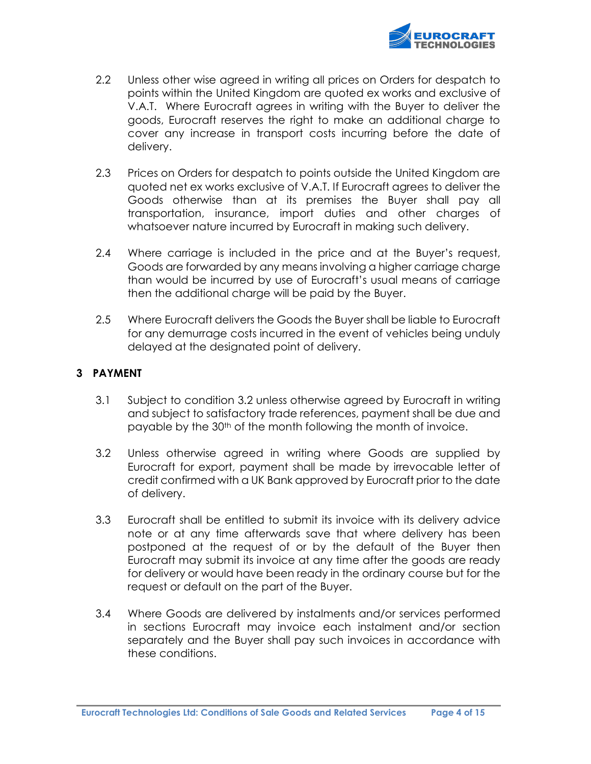2.2 Unless other wise agreed in writing all prices on Orders for despatch to points within the United Kingdom are quoted ex works and exclusive of V.A.T. Where Eurocraft agrees in writing with the Buyer to deliver the goods, Eurocraft reserves the right to make an additional charge to cover any increase in transport costs incurring before the date of delivery.

2.3 Prices on Orders for despatch to points outside the United Kingdom are quoted net ex works exclusive of V.A.T. If Eurocraft agrees to deliver the Goods otherwise than at its premises the Buyer shall pay all transportation, insurance, import duties and other charges of whatsoever nature incurred by Eurocraft in making such delivery.

2.4 Where carriage is included in the price and at the Buyer's request, Goods are forwarded by any means involving a higher carriage charge than would be incurred by use of Eurocraft's usual means of carriage then the additional charge will be paid by the Buyer.

2.5 Where Eurocraft delivers the Goods the Buyer shall be liable to Eurocraft for any demurrage costs incurred in the event of vehicles being unduly delayed at the designated point of delivery.

## 3 PAYMENT

3.1 Subject to condition 3.2 unless otherwise agreed by Eurocraft in writing and subject to satisfactory trade references, payment shall be due and payable by the 30th of the month following the month of invoice.

3.2 Unless otherwise agreed in writing where Goods are supplied by Eurocraft for export, payment shall be made by irrevocable letter of credit confirmed with a UK Bank approved by Eurocraft prior to the date of delivery.

3.3 Eurocraft shall be entitled to submit its invoice with its delivery advice note or at any time afterwards save that where delivery has been postponed at the request of or by the default of the Buyer then Eurocraft may submit its invoice at any time after the goods are ready for delivery or would have been ready in the ordinary course but for the request or default on the part of the Buyer.

3.4 Where Goods are delivered by instalments and/or services performed in sections Eurocraft may invoice each instalment and/or section separately and the Buyer shall pay such invoices in accordance with these conditions.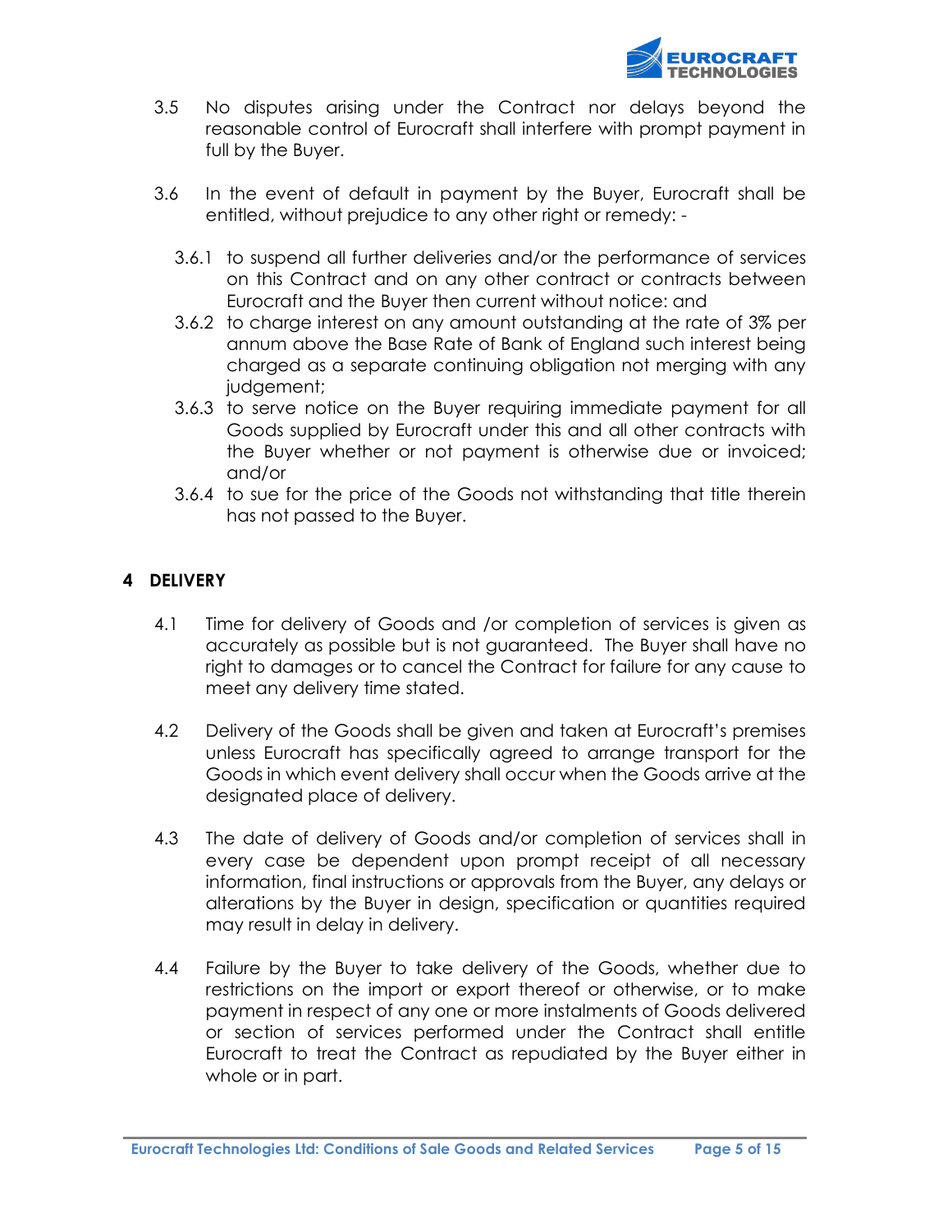3.5 No disputes arising under the Contract nor delays beyond the reasonable control of Eurocraft shall interfere with prompt payment in full by the Buyer.

3.6 In the event of default in payment by the Buyer, Eurocraft shall be entitled, without prejudice to any other right or remedy: -

3.6.1 to suspend all further deliveries and/or the performance of services on this Contract and on any other contract or contracts between Eurocraft and the Buyer then current without notice: and

3.6.2 to charge interest on any amount outstanding at the rate of 3% per annum above the Base Rate of Bank of England such interest being charged as a separate continuing obligation not merging with any judgement;

3.6.3 to serve notice on the Buyer requiring immediate payment for all Goods supplied by Eurocraft under this and all other contracts with the Buyer whether or not payment is otherwise due or invoiced; and/or

3.6.4 to sue for the price of the Goods not withstanding that title therein has not passed to the Buyer.

## 4 DELIVERY

4.1 Time for delivery of Goods and /or completion of services is given as accurately as possible but is not guaranteed. The Buyer shall have no right to damages or to cancel the Contract for failure for any cause to meet any delivery time stated.

4.2 Delivery of the Goods shall be given and taken at Eurocraft's premises unless Eurocraft has specifically agreed to arrange transport for the Goods in which event delivery shall occur when the Goods arrive at the designated place of delivery.

4.3 The date of delivery of Goods and/or completion of services shall in every case be dependent upon prompt receipt of all necessary information, final instructions or approvals from the Buyer, any delays or alterations by the Buyer in design, specification or quantities required may result in delay in delivery.

4.4 Failure by the Buyer to take delivery of the Goods, whether due to restrictions on the import or export thereof or otherwise, or to make payment in respect of any one or more instalments of Goods delivered or section of services performed under the Contract shall entitle Eurocraft to treat the Contract as repudiated by the Buyer either in whole or in part.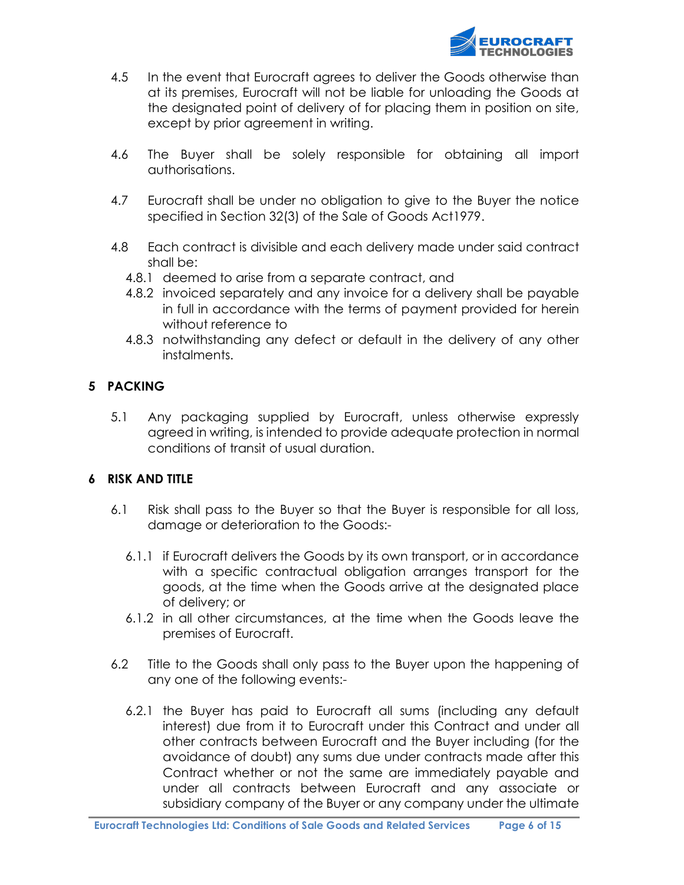4.5 In the event that Eurocraft agrees to deliver the Goods otherwise than at its premises, Eurocraft will not be liable for unloading the Goods at the designated point of delivery of for placing them in position on site, except by prior agreement in writing.

4.6 The Buyer shall be solely responsible for obtaining all import authorisations.

4.7 Eurocraft shall be under no obligation to give to the Buyer the notice specified in Section 32(3) of the Sale of Goods Act1979.

4.8 Each contract is divisible and each delivery made under said contract shall be:

4.8.1 deemed to arise from a separate contract, and

4.8.2 invoiced separately and any invoice for a delivery shall be payable in full in accordance with the terms of payment provided for herein without reference to

4.8.3 notwithstanding any defect or default in the delivery of any other instalments.

## 5 PACKING

5.1 Any packaging supplied by Eurocraft, unless otherwise expressly agreed in writing, is intended to provide adequate protection in normal conditions of transit of usual duration.

## 6 RISK AND TITLE

6.1 Risk shall pass to the Buyer so that the Buyer is responsible for all loss, damage or deterioration to the Goods:-

6.1.1 if Eurocraft delivers the Goods by its own transport, or in accordance with a specific contractual obligation arranges transport for the goods, at the time when the Goods arrive at the designated place of delivery; or

6.1.2 in all other circumstances, at the time when the Goods leave the premises of Eurocraft.

6.2 Title to the Goods shall only pass to the Buyer upon the happening of any one of the following events:-

6.2.1 the Buyer has paid to Eurocraft all sums (including any default interest) due from it to Eurocraft under this Contract and under all other contracts between Eurocraft and the Buyer including (for the avoidance of doubt) any sums due under contracts made after this Contract whether or not the same are immediately payable and under all contracts between Eurocraft and any associate or subsidiary company of the Buyer or any company under the ultimate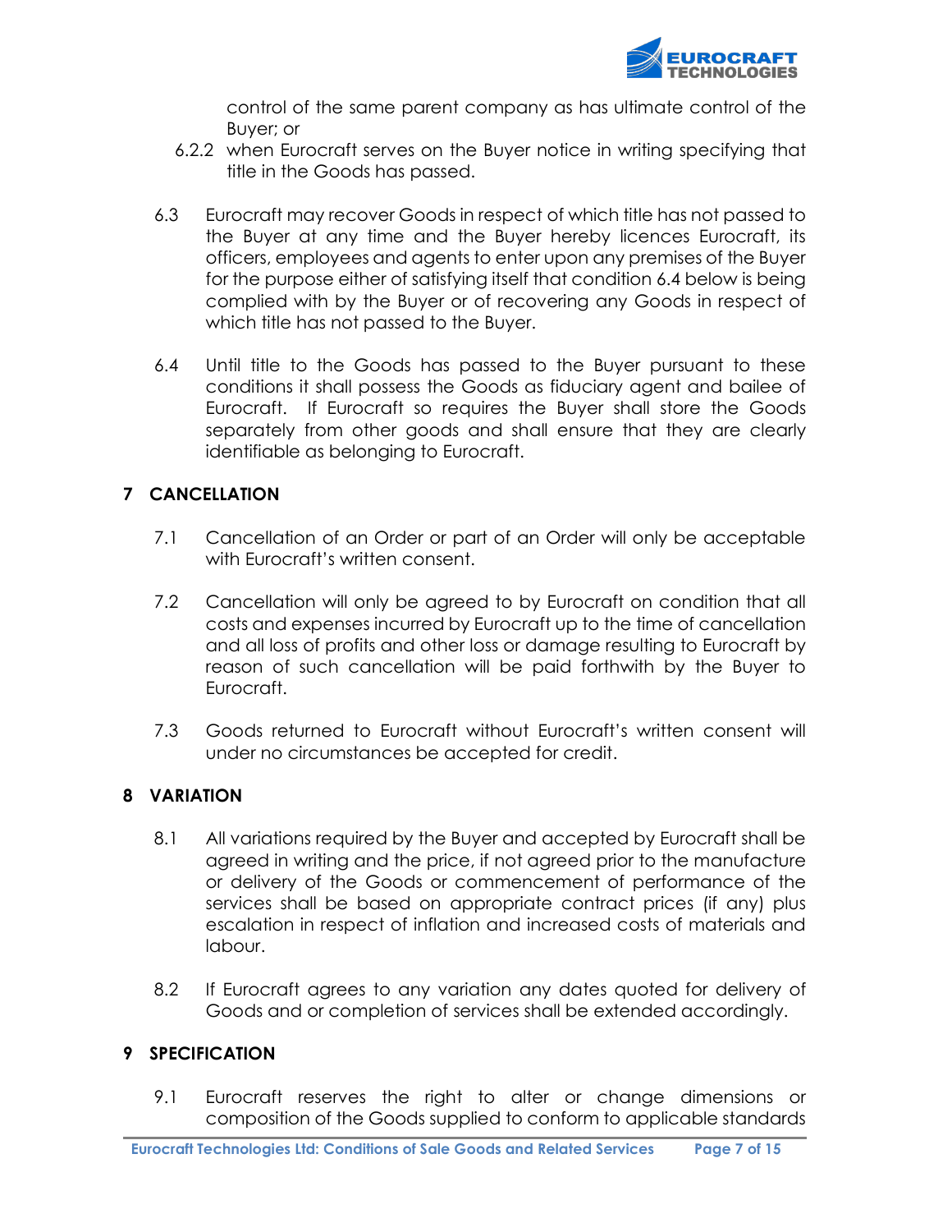control of the same parent company as has ultimate control of the Buyer; or

6.2.2 when Eurocraft serves on the Buyer notice in writing specifying that title in the Goods has passed.

6.3 Eurocraft may recover Goods in respect of which title has not passed to the Buyer at any time and the Buyer hereby licences Eurocraft, its officers, employees and agents to enter upon any premises of the Buyer for the purpose either of satisfying itself that condition 6.4 below is being complied with by the Buyer or of recovering any Goods in respect of which title has not passed to the Buyer.

6.4 Until title to the Goods has passed to the Buyer pursuant to these conditions it shall possess the Goods as fiduciary agent and bailee of Eurocraft. If Eurocraft so requires the Buyer shall store the Goods separately from other goods and shall ensure that they are clearly identifiable as belonging to Eurocraft.

## 7 CANCELLATION

7.1 Cancellation of an Order or part of an Order will only be acceptable with Eurocraft's written consent.

7.2 Cancellation will only be agreed to by Eurocraft on condition that all costs and expenses incurred by Eurocraft up to the time of cancellation and all loss of profits and other loss or damage resulting to Eurocraft by reason of such cancellation will be paid forthwith by the Buyer to Eurocraft.

7.3 Goods returned to Eurocraft without Eurocraft's written consent will under no circumstances be accepted for credit.

## 8 VARIATION

8.1 All variations required by the Buyer and accepted by Eurocraft shall be agreed in writing and the price, if not agreed prior to the manufacture or delivery of the Goods or commencement of performance of the services shall be based on appropriate contract prices (if any) plus escalation in respect of inflation and increased costs of materials and labour.

8.2 If Eurocraft agrees to any variation any dates quoted for delivery of Goods and or completion of services shall be extended accordingly.

## 9 SPECIFICATION

9.1 Eurocraft reserves the right to alter or change dimensions or composition of the Goods supplied to conform to applicable standards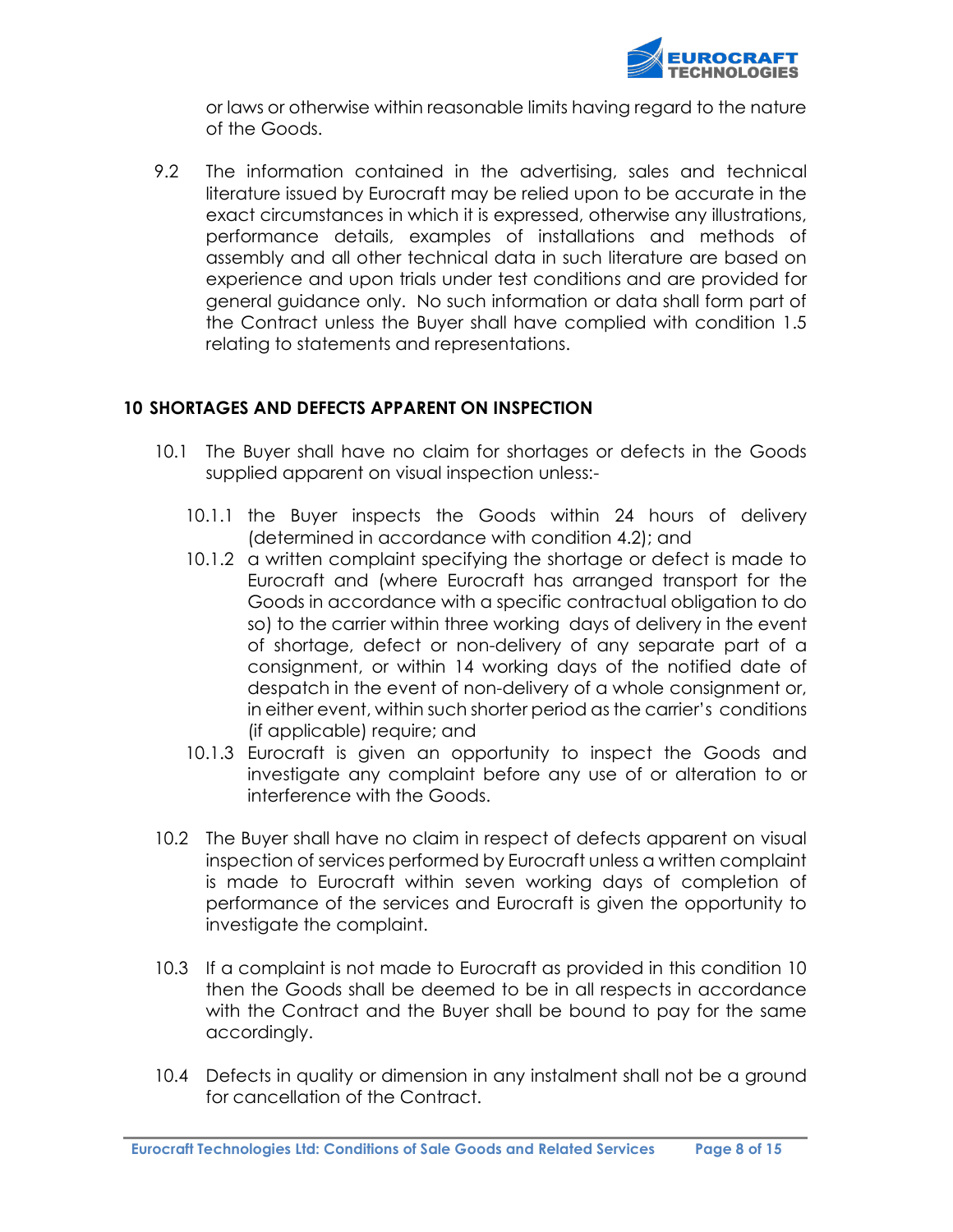or laws or otherwise within reasonable limits having regard to the nature of the Goods.

9.2 The information contained in the advertising, sales and technical literature issued by Eurocraft may be relied upon to be accurate in the exact circumstances in which it is expressed, otherwise any illustrations, performance details, examples of installations and methods of assembly and all other technical data in such literature are based on experience and upon trials under test conditions and are provided for general guidance only. No such information or data shall form part of the Contract unless the Buyer shall have complied with condition 1.5 relating to statements and representations.

## 10 SHORTAGES AND DEFECTS APPARENT ON INSPECTION

10.1 The Buyer shall have no claim for shortages or defects in the Goods supplied apparent on visual inspection unless:-

10.1.1 the Buyer inspects the Goods within 24 hours of delivery (determined in accordance with condition 4.2); and

10.1.2 a written complaint specifying the shortage or defect is made to Eurocraft and (where Eurocraft has arranged transport for the Goods in accordance with a specific contractual obligation to do so) to the carrier within three working days of delivery in the event of shortage, defect or non-delivery of any separate part of a consignment, or within 14 working days of the notified date of despatch in the event of non-delivery of a whole consignment or, in either event, within such shorter period as the carrier's conditions (if applicable) require; and

10.1.3 Eurocraft is given an opportunity to inspect the Goods and investigate any complaint before any use of or alteration to or interference with the Goods.

10.2 The Buyer shall have no claim in respect of defects apparent on visual inspection of services performed by Eurocraft unless a written complaint is made to Eurocraft within seven working days of completion of performance of the services and Eurocraft is given the opportunity to investigate the complaint.

10.3 If a complaint is not made to Eurocraft as provided in this condition 10 then the Goods shall be deemed to be in all respects in accordance with the Contract and the Buyer shall be bound to pay for the same accordingly.

10.4 Defects in quality or dimension in any instalment shall not be a ground for cancellation of the Contract.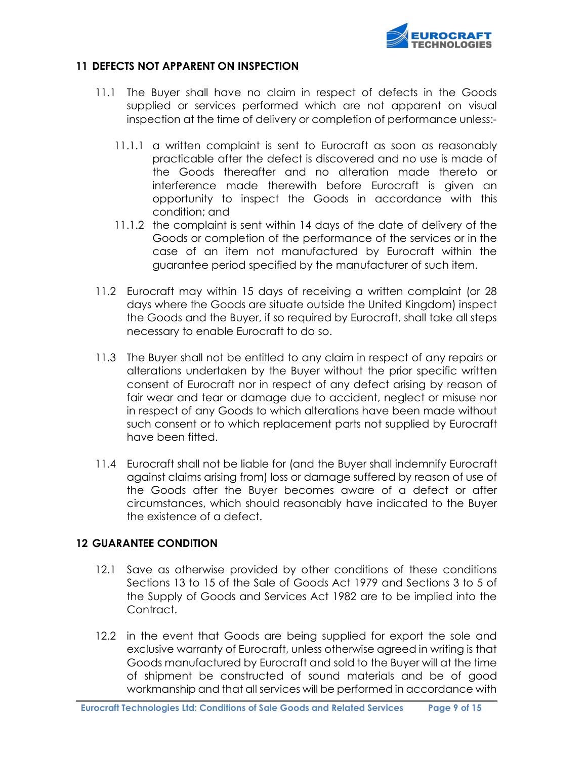## 11 DEFECTS NOT APPARENT ON INSPECTION

11.1 The Buyer shall have no claim in respect of defects in the Goods supplied or services performed which are not apparent on visual inspection at the time of delivery or completion of performance unless:-

11.1.1 a written complaint is sent to Eurocraft as soon as reasonably practicable after the defect is discovered and no use is made of the Goods thereafter and no alteration made thereto or interference made therewith before Eurocraft is given an opportunity to inspect the Goods in accordance with this condition; and

11.1.2 the complaint is sent within 14 days of the date of delivery of the Goods or completion of the performance of the services or in the case of an item not manufactured by Eurocraft within the guarantee period specified by the manufacturer of such item.

11.2 Eurocraft may within 15 days of receiving a written complaint (or 28 days where the Goods are situate outside the United Kingdom) inspect the Goods and the Buyer, if so required by Eurocraft, shall take all steps necessary to enable Eurocraft to do so.

11.3 The Buyer shall not be entitled to any claim in respect of any repairs or alterations undertaken by the Buyer without the prior specific written consent of Eurocraft nor in respect of any defect arising by reason of fair wear and tear or damage due to accident, neglect or misuse nor in respect of any Goods to which alterations have been made without such consent or to which replacement parts not supplied by Eurocraft have been fitted.

11.4 Eurocraft shall not be liable for (and the Buyer shall indemnify Eurocraft against claims arising from) loss or damage suffered by reason of use of the Goods after the Buyer becomes aware of a defect or after circumstances, which should reasonably have indicated to the Buyer the existence of a defect.

## 12 GUARANTEE CONDITION

12.1 Save as otherwise provided by other conditions of these conditions Sections 13 to 15 of the Sale of Goods Act 1979 and Sections 3 to 5 of the Supply of Goods and Services Act 1982 are to be implied into the Contract.

12.2 in the event that Goods are being supplied for export the sole and exclusive warranty of Eurocraft, unless otherwise agreed in writing is that Goods manufactured by Eurocraft and sold to the Buyer will at the time of shipment be constructed of sound materials and be of good workmanship and that all services will be performed in accordance with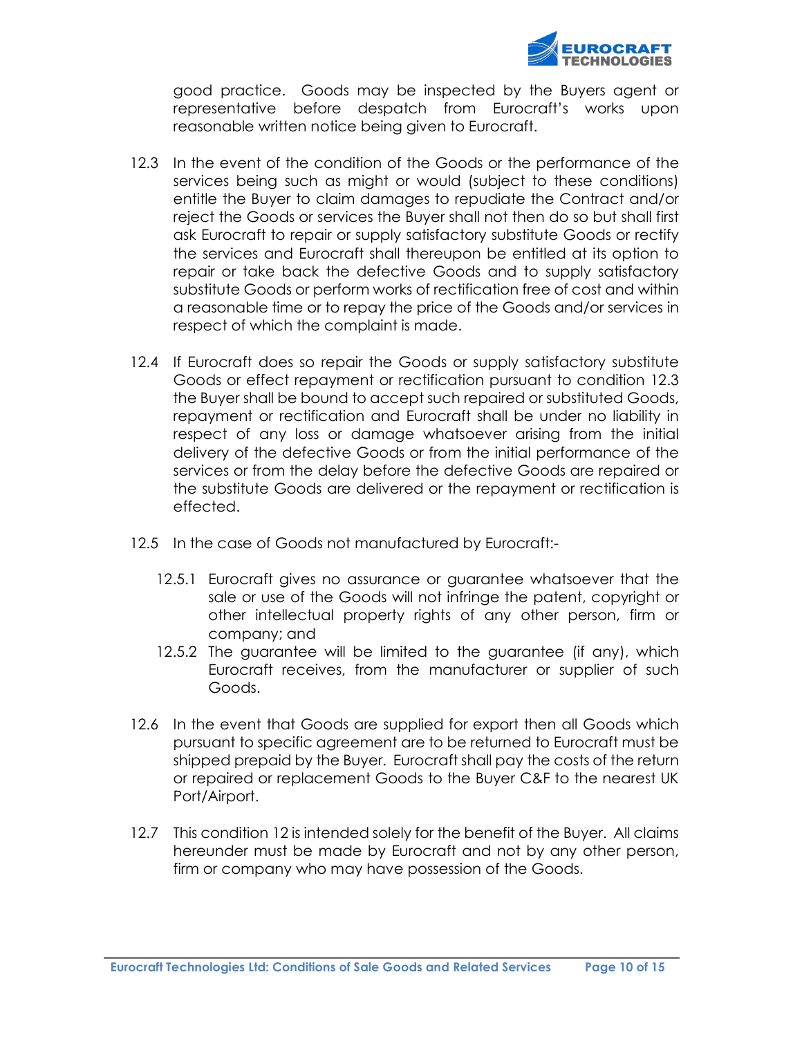good practice. Goods may be inspected by the Buyers agent or representative before despatch from Eurocraft's works upon reasonable written notice being given to Eurocraft.

12.3 In the event of the condition of the Goods or the performance of the services being such as might or would (subject to these conditions) entitle the Buyer to claim damages to repudiate the Contract and/or reject the Goods or services the Buyer shall not then do so but shall first ask Eurocraft to repair or supply satisfactory substitute Goods or rectify the services and Eurocraft shall thereupon be entitled at its option to repair or take back the defective Goods and to supply satisfactory substitute Goods or perform works of rectification free of cost and within a reasonable time or to repay the price of the Goods and/or services in respect of which the complaint is made.

12.4 If Eurocraft does so repair the Goods or supply satisfactory substitute Goods or effect repayment or rectification pursuant to condition 12.3 the Buyer shall be bound to accept such repaired or substituted Goods, repayment or rectification and Eurocraft shall be under no liability in respect of any loss or damage whatsoever arising from the initial delivery of the defective Goods or from the initial performance of the services or from the delay before the defective Goods are repaired or the substitute Goods are delivered or the repayment or rectification is effected.

12.5 In the case of Goods not manufactured by Eurocraft:-

12.5.1 Eurocraft gives no assurance or guarantee whatsoever that the sale or use of the Goods will not infringe the patent, copyright or other intellectual property rights of any other person, firm or company; and

12.5.2 The guarantee will be limited to the guarantee (if any), which Eurocraft receives, from the manufacturer or supplier of such Goods.

12.6 In the event that Goods are supplied for export then all Goods which pursuant to specific agreement are to be returned to Eurocraft must be shipped prepaid by the Buyer. Eurocraft shall pay the costs of the return or repaired or replacement Goods to the Buyer C&F to the nearest UK Port/Airport.

12.7 This condition 12 is intended solely for the benefit of the Buyer. All claims hereunder must be made by Eurocraft and not by any other person, firm or company who may have possession of the Goods.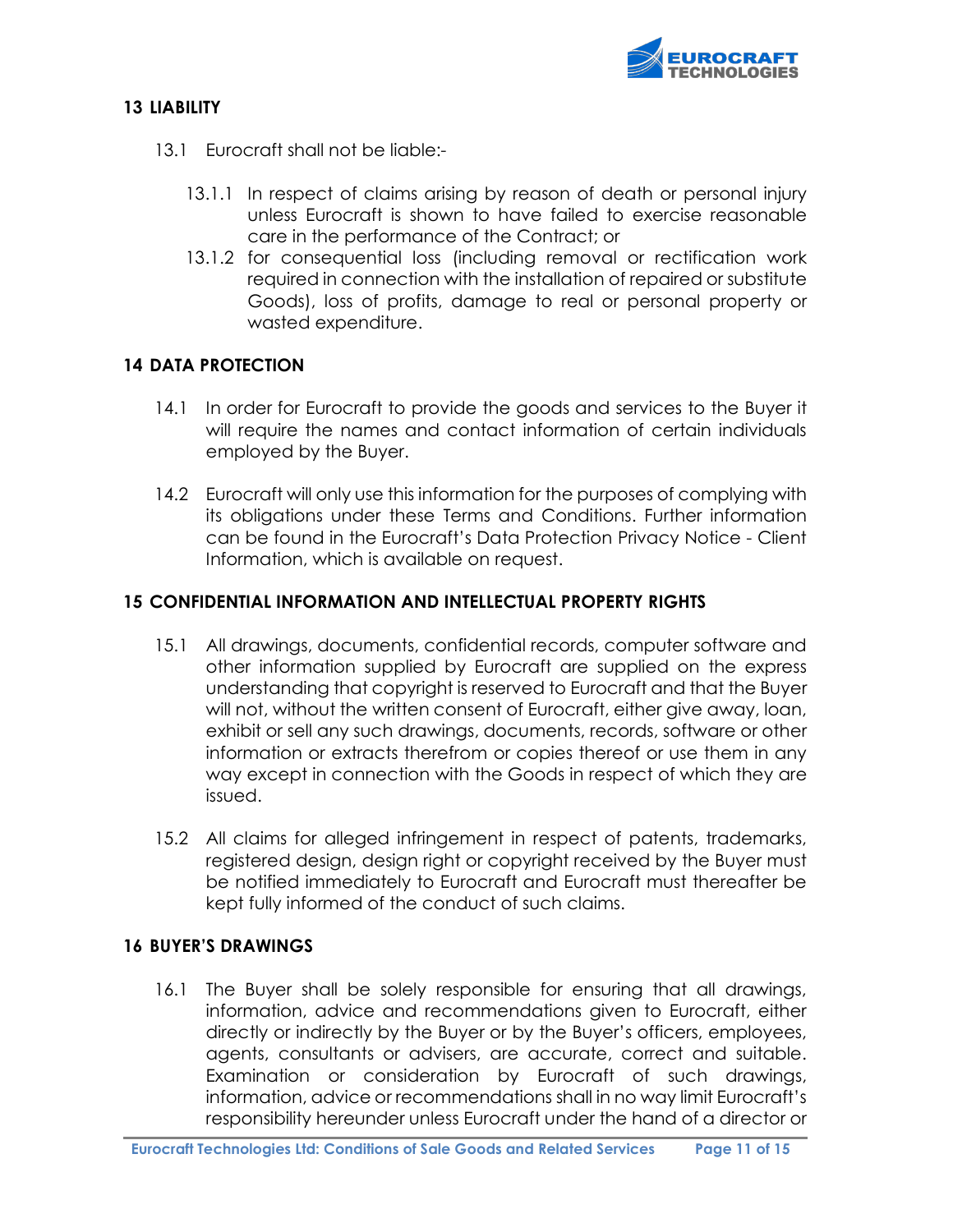## 13 LIABILITY

13.1 Eurocraft shall not be liable:-

13.1.1 In respect of claims arising by reason of death or personal injury unless Eurocraft is shown to have failed to exercise reasonable care in the performance of the Contract; or

13.1.2 for consequential loss (including removal or rectification work required in connection with the installation of repaired or substitute Goods), loss of profits, damage to real or personal property or wasted expenditure.

## 14 DATA PROTECTION

14.1 In order for Eurocraft to provide the goods and services to the Buyer it will require the names and contact information of certain individuals employed by the Buyer.

14.2 Eurocraft will only use this information for the purposes of complying with its obligations under these Terms and Conditions. Further information can be found in the Eurocraft's Data Protection Privacy Notice - Client Information, which is available on request.

## 15 CONFIDENTIAL INFORMATION AND INTELLECTUAL PROPERTY RIGHTS

15.1 All drawings, documents, confidential records, computer software and other information supplied by Eurocraft are supplied on the express understanding that copyright is reserved to Eurocraft and that the Buyer will not, without the written consent of Eurocraft, either give away, loan, exhibit or sell any such drawings, documents, records, software or other information or extracts therefrom or copies thereof or use them in any way except in connection with the Goods in respect of which they are issued.

15.2 All claims for alleged infringement in respect of patents, trademarks, registered design, design right or copyright received by the Buyer must be notified immediately to Eurocraft and Eurocraft must thereafter be kept fully informed of the conduct of such claims.

## 16 BUYER'S DRAWINGS

16.1 The Buyer shall be solely responsible for ensuring that all drawings, information, advice and recommendations given to Eurocraft, either directly or indirectly by the Buyer or by the Buyer's officers, employees, agents, consultants or advisers, are accurate, correct and suitable. Examination or consideration by Eurocraft of such drawings, information, advice or recommendations shall in no way limit Eurocraft's responsibility hereunder unless Eurocraft under the hand of a director or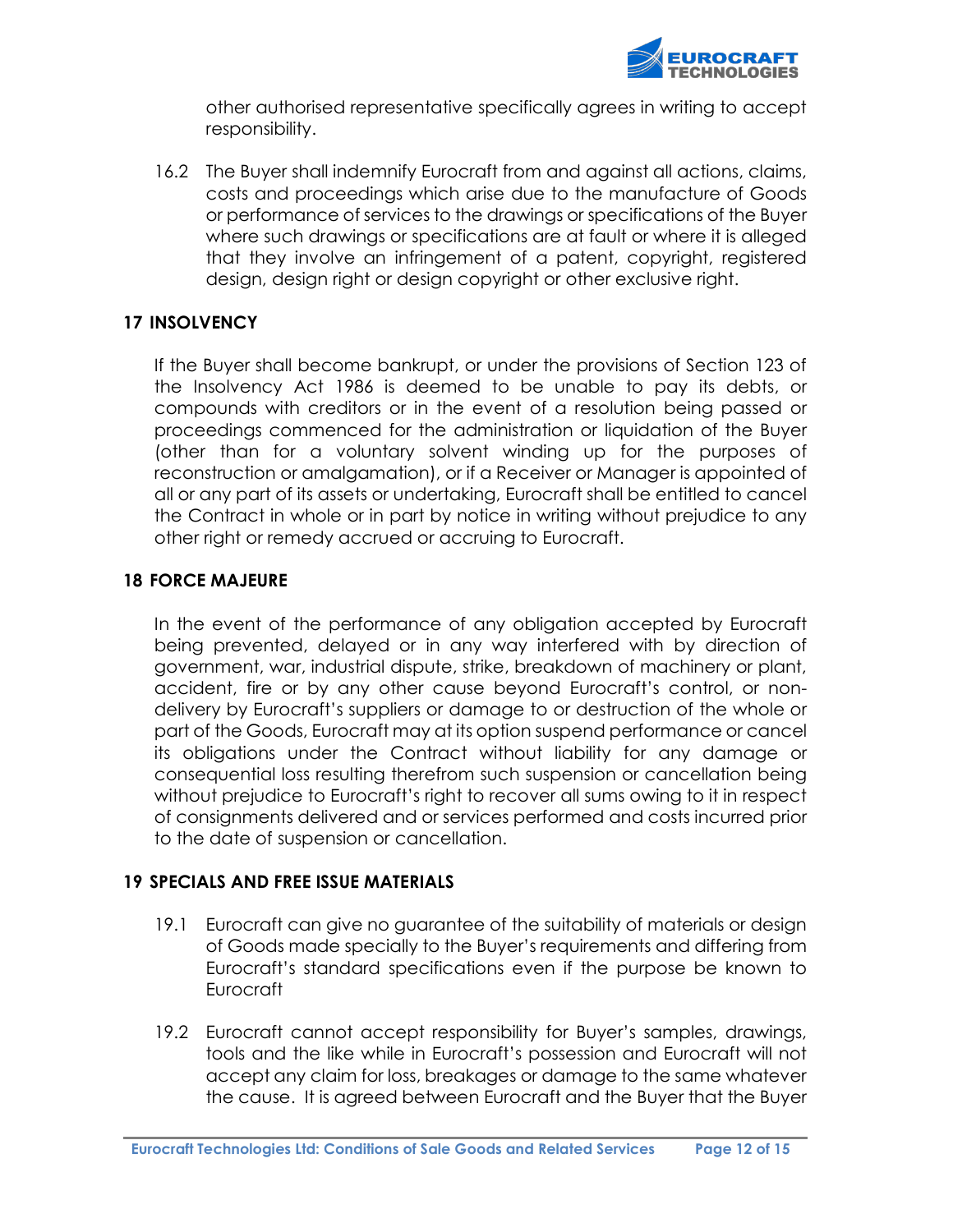other authorised representative specifically agrees in writing to accept responsibility.

16.2 The Buyer shall indemnify Eurocraft from and against all actions, claims, costs and proceedings which arise due to the manufacture of Goods or performance of services to the drawings or specifications of the Buyer where such drawings or specifications are at fault or where it is alleged that they involve an infringement of a patent, copyright, registered design, design right or design copyright or other exclusive right.

## 17 INSOLVENCY

If the Buyer shall become bankrupt, or under the provisions of Section 123 of the Insolvency Act 1986 is deemed to be unable to pay its debts, or compounds with creditors or in the event of a resolution being passed or proceedings commenced for the administration or liquidation of the Buyer (other than for a voluntary solvent winding up for the purposes of reconstruction or amalgamation), or if a Receiver or Manager is appointed of all or any part of its assets or undertaking, Eurocraft shall be entitled to cancel the Contract in whole or in part by notice in writing without prejudice to any other right or remedy accrued or accruing to Eurocraft.

## 18 FORCE MAJEURE

In the event of the performance of any obligation accepted by Eurocraft being prevented, delayed or in any way interfered with by direction of government, war, industrial dispute, strike, breakdown of machinery or plant, accident, fire or by any other cause beyond Eurocraft's control, or non-delivery by Eurocraft's suppliers or damage to or destruction of the whole or part of the Goods, Eurocraft may at its option suspend performance or cancel its obligations under the Contract without liability for any damage or consequential loss resulting therefrom such suspension or cancellation being without prejudice to Eurocraft's right to recover all sums owing to it in respect of consignments delivered and or services performed and costs incurred prior to the date of suspension or cancellation.

## 19 SPECIALS AND FREE ISSUE MATERIALS

19.1 Eurocraft can give no guarantee of the suitability of materials or design of Goods made specially to the Buyer's requirements and differing from Eurocraft's standard specifications even if the purpose be known to Eurocraft

19.2 Eurocraft cannot accept responsibility for Buyer's samples, drawings, tools and the like while in Eurocraft's possession and Eurocraft will not accept any claim for loss, breakages or damage to the same whatever the cause. It is agreed between Eurocraft and the Buyer that the Buyer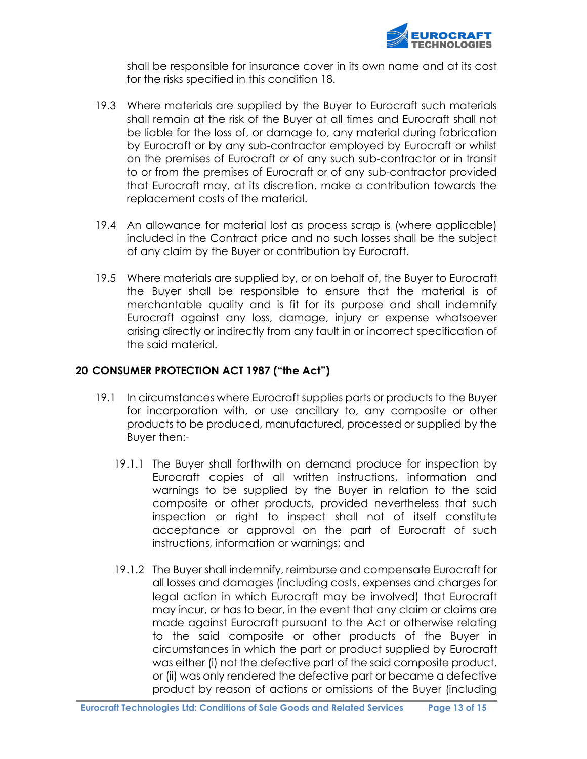shall be responsible for insurance cover in its own name and at its cost for the risks specified in this condition 18.

19.3 Where materials are supplied by the Buyer to Eurocraft such materials shall remain at the risk of the Buyer at all times and Eurocraft shall not be liable for the loss of, or damage to, any material during fabrication by Eurocraft or by any sub-contractor employed by Eurocraft or whilst on the premises of Eurocraft or of any such sub-contractor or in transit to or from the premises of Eurocraft or of any sub-contractor provided that Eurocraft may, at its discretion, make a contribution towards the replacement costs of the material.

19.4 An allowance for material lost as process scrap is (where applicable) included in the Contract price and no such losses shall be the subject of any claim by the Buyer or contribution by Eurocraft.

19.5 Where materials are supplied by, or on behalf of, the Buyer to Eurocraft the Buyer shall be responsible to ensure that the material is of merchantable quality and is fit for its purpose and shall indemnify Eurocraft against any loss, damage, injury or expense whatsoever arising directly or indirectly from any fault in or incorrect specification of the said material.

## 20 CONSUMER PROTECTION ACT 1987 ("the Act")

19.1 In circumstances where Eurocraft supplies parts or products to the Buyer for incorporation with, or use ancillary to, any composite or other products to be produced, manufactured, processed or supplied by the Buyer then:-

19.1.1 The Buyer shall forthwith on demand produce for inspection by Eurocraft copies of all written instructions, information and warnings to be supplied by the Buyer in relation to the said composite or other products, provided nevertheless that such inspection or right to inspect shall not of itself constitute acceptance or approval on the part of Eurocraft of such instructions, information or warnings; and

19.1.2 The Buyer shall indemnify, reimburse and compensate Eurocraft for all losses and damages (including costs, expenses and charges for legal action in which Eurocraft may be involved) that Eurocraft may incur, or has to bear, in the event that any claim or claims are made against Eurocraft pursuant to the Act or otherwise relating to the said composite or other products of the Buyer in circumstances in which the part or product supplied by Eurocraft was either (i) not the defective part of the said composite product, or (ii) was only rendered the defective part or became a defective product by reason of actions or omissions of the Buyer (including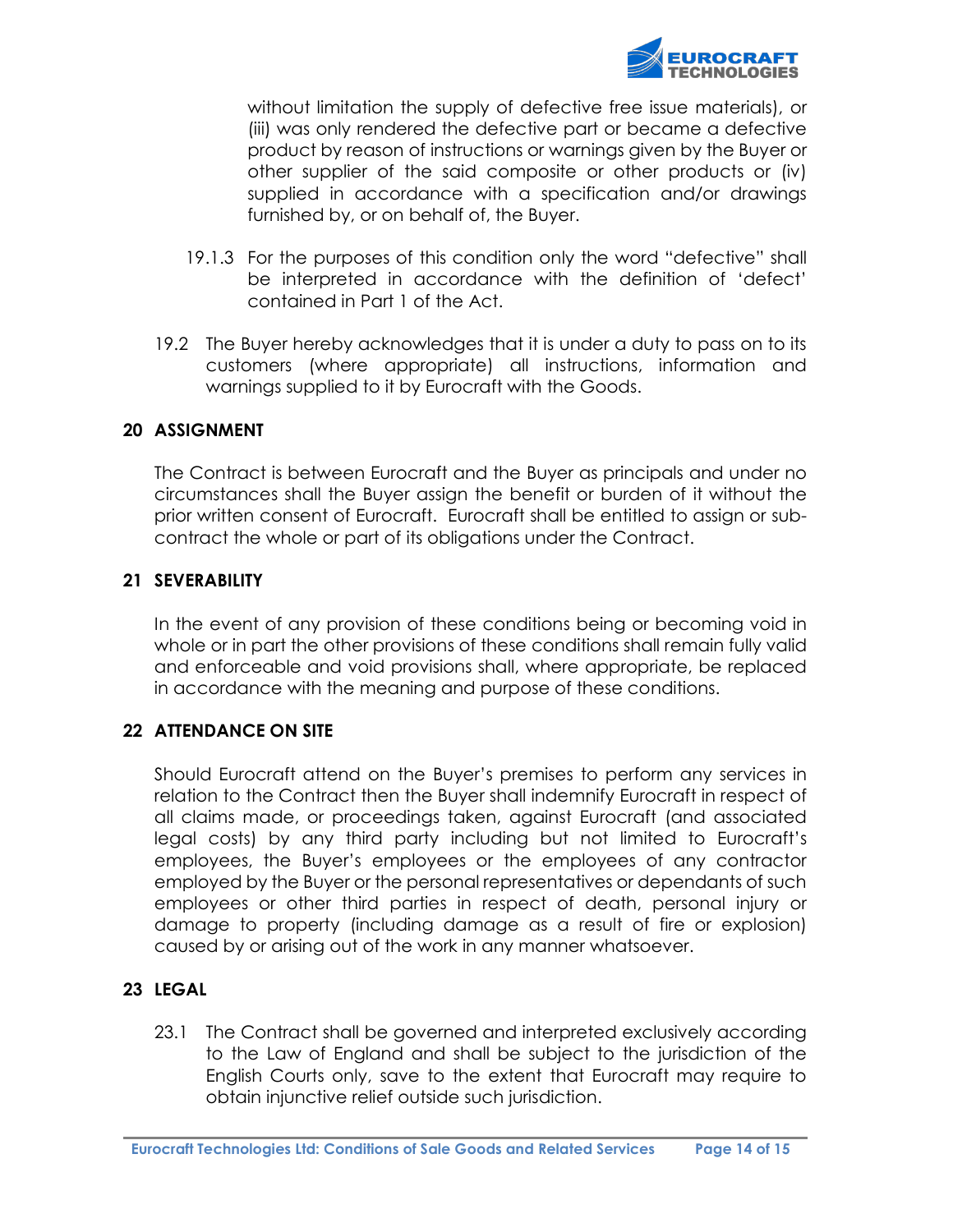without limitation the supply of defective free issue materials), or (iii) was only rendered the defective part or became a defective product by reason of instructions or warnings given by the Buyer or other supplier of the said composite or other products or (iv) supplied in accordance with a specification and/or drawings furnished by, or on behalf of, the Buyer.

19.1.3 For the purposes of this condition only the word "defective" shall be interpreted in accordance with the definition of 'defect' contained in Part 1 of the Act.

19.2 The Buyer hereby acknowledges that it is under a duty to pass on to its customers (where appropriate) all instructions, information and warnings supplied to it by Eurocraft with the Goods.

## 20 ASSIGNMENT

The Contract is between Eurocraft and the Buyer as principals and under no circumstances shall the Buyer assign the benefit or burden of it without the prior written consent of Eurocraft. Eurocraft shall be entitled to assign or sub-contract the whole or part of its obligations under the Contract.

## 21 SEVERABILITY

In the event of any provision of these conditions being or becoming void in whole or in part the other provisions of these conditions shall remain fully valid and enforceable and void provisions shall, where appropriate, be replaced in accordance with the meaning and purpose of these conditions.

## 22 ATTENDANCE ON SITE

Should Eurocraft attend on the Buyer's premises to perform any services in relation to the Contract then the Buyer shall indemnify Eurocraft in respect of all claims made, or proceedings taken, against Eurocraft (and associated legal costs) by any third party including but not limited to Eurocraft's employees, the Buyer's employees or the employees of any contractor employed by the Buyer or the personal representatives or dependants of such employees or other third parties in respect of death, personal injury or damage to property (including damage as a result of fire or explosion) caused by or arising out of the work in any manner whatsoever.

## 23 LEGAL

23.1 The Contract shall be governed and interpreted exclusively according to the Law of England and shall be subject to the jurisdiction of the English Courts only, save to the extent that Eurocraft may require to obtain injunctive relief outside such jurisdiction.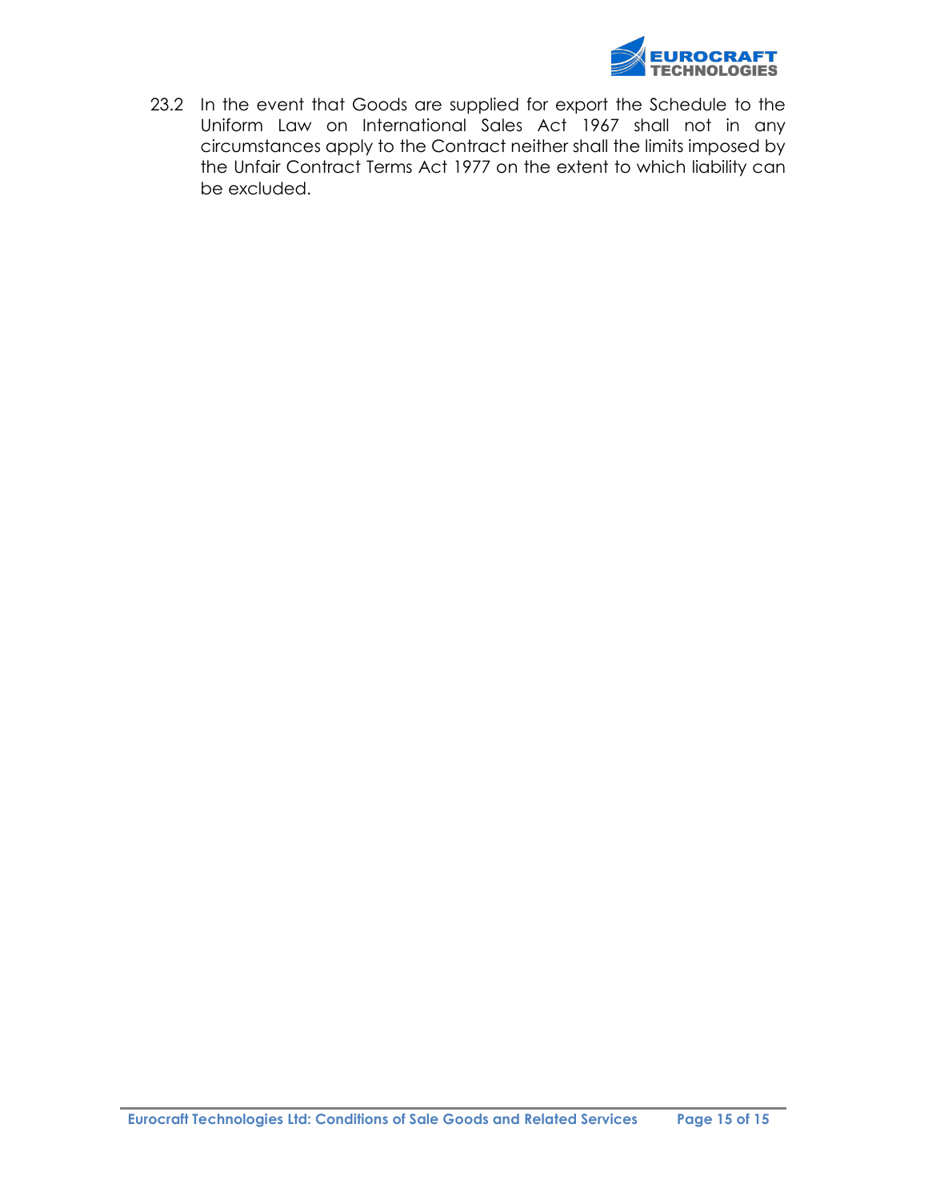23.2 In the event that Goods are supplied for export the Schedule to the Uniform Law on International Sales Act 1967 shall not in any circumstances apply to the Contract neither shall the limits imposed by the Unfair Contract Terms Act 1977 on the extent to which liability can be excluded.